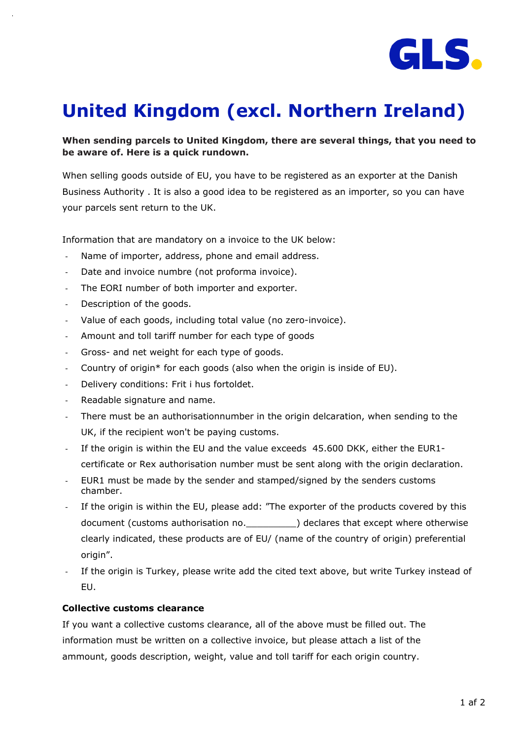# United Kingdom (excl. Northern Ireland)

**When sending parcels to United Kingdom, there are several things, that you need to be aware of. Here is a quick rundown.**

When selling goods outside of EU, you have to be registered as an exporter at the Danish Business Authority . It is also a good idea to be registered as an importer, so you can have your parcels sent return to the UK.

Information that are mandatory on a invoice to the UK below:

- Name of importer, address, phone and email address.
- Date and invoice numbre (not proforma invoice).
- The EORI number of both importer and exporter.
- Description of the goods.
- Value of each goods, including total value (no zero-invoice).
- Amount and toll tariff number for each type of goods
- Gross- and net weight for each type of goods.
- Country of origin* for each goods (also when the origin is inside of EU).
- Delivery conditions: Frit i hus fortoldet.
- Readable signature and name.
- There must be an authorisationnumber in the origin delcaration, when sending to the UK, if the recipient won't be paying customs.
- If the origin is within the EU and the value exceeds 45.600 DKK, either the EUR1-certificate or Rex authorisation number must be sent along with the origin declaration.
- EUR1 must be made by the sender and stamped/signed by the senders customs chamber.
- If the origin is within the EU, please add: "The exporter of the products covered by this document (customs authorisation no._________) declares that except where otherwise clearly indicated, these products are of EU/ (name of the country of origin) preferential origin".
- If the origin is Turkey, please write add the cited text above, but write Turkey instead of EU.

**Collective customs clearance**

If you want a collective customs clearance, all of the above must be filled out. The information must be written on a collective invoice, but please attach a list of the ammount, goods description, weight, value and toll tariff for each origin country.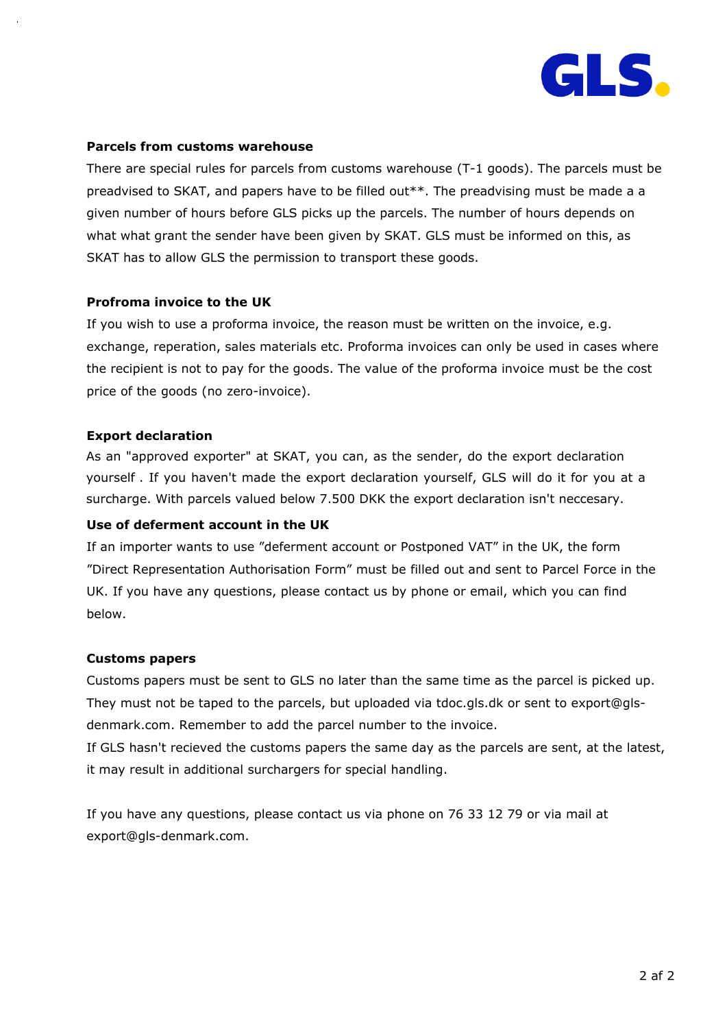**Parcels from customs warehouse**

There are special rules for parcels from customs warehouse (T-1 goods). The parcels must be preadvised to SKAT, and papers have to be filled out**. The preadvising must be made a a given number of hours before GLS picks up the parcels. The number of hours depends on what what grant the sender have been given by SKAT. GLS must be informed on this, as SKAT has to allow GLS the permission to transport these goods.

**Profroma invoice to the UK**

If you wish to use a proforma invoice, the reason must be written on the invoice, e.g. exchange, reperation, sales materials etc. Proforma invoices can only be used in cases where the recipient is not to pay for the goods. The value of the proforma invoice must be the cost price of the goods (no zero-invoice).

**Export declaration**

As an "approved exporter" at SKAT, you can, as the sender, do the export declaration yourself . If you haven't made the export declaration yourself, GLS will do it for you at a surcharge. With parcels valued below 7.500 DKK the export declaration isn't neccesary.

**Use of deferment account in the UK**

If an importer wants to use ”deferment account or Postponed VAT” in the UK, the form ”Direct Representation Authorisation Form” must be filled out and sent to Parcel Force in the UK. If you have any questions, please contact us by phone or email, which you can find below.

**Customs papers**

Customs papers must be sent to GLS no later than the same time as the parcel is picked up. They must not be taped to the parcels, but uploaded via tdoc.gls.dk or sent to export@gls-denmark.com. Remember to add the parcel number to the invoice.

If GLS hasn't recieved the customs papers the same day as the parcels are sent, at the latest, it may result in additional surchargers for special handling.

If you have any questions, please contact us via phone on 76 33 12 79 or via mail at export@gls-denmark.com.